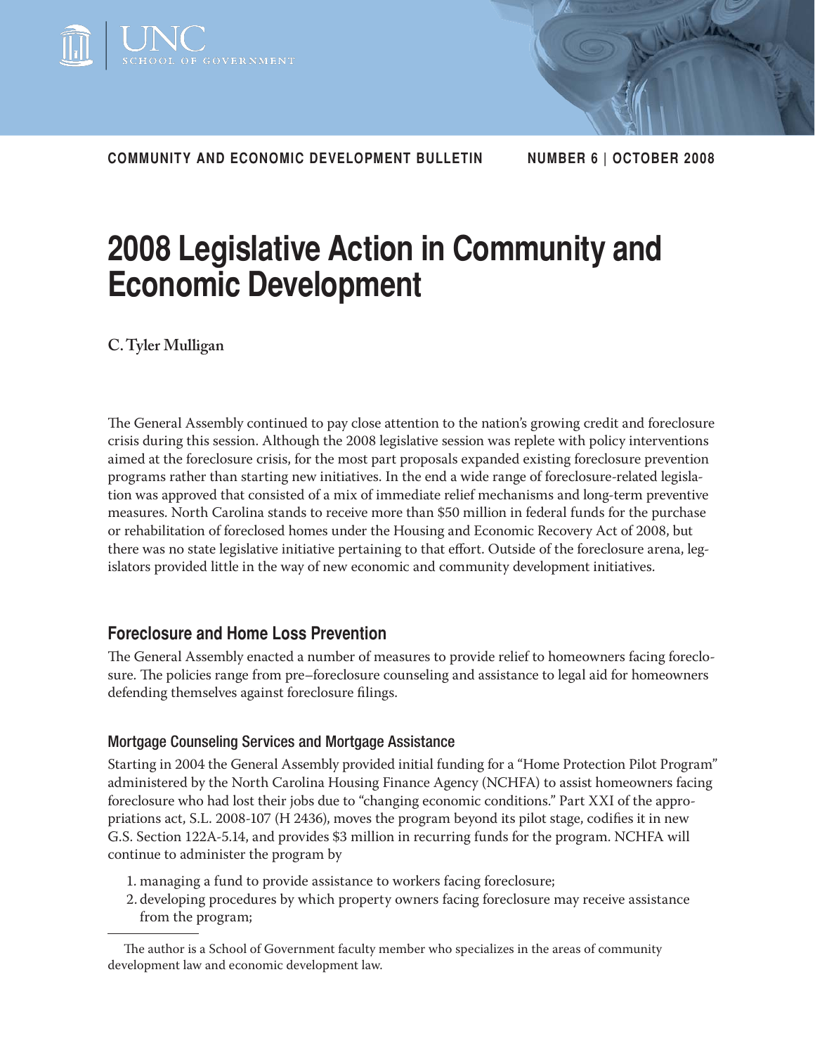UNC SCHOOL OF GOVERNMENT

**COMMUNITY AND ECONOMIC DEVELOPMENT BULLETIN** **NUMBER 6 | OCTOBER 2008**

# 2008 Legislative Action in Community and Economic Development

**C. Tyler Mulligan**

The General Assembly continued to pay close attention to the nation's growing credit and foreclosure crisis during this session. Although the 2008 legislative session was replete with policy interventions aimed at the foreclosure crisis, for the most part proposals expanded existing foreclosure prevention programs rather than starting new initiatives. In the end a wide range of foreclosure-related legislation was approved that consisted of a mix of immediate relief mechanisms and long-term preventive measures. North Carolina stands to receive more than $50 million in federal funds for the purchase or rehabilitation of foreclosed homes under the Housing and Economic Recovery Act of 2008, but there was no state legislative initiative pertaining to that effort. Outside of the foreclosure arena, legislators provided little in the way of new economic and community development initiatives.

## Foreclosure and Home Loss Prevention

The General Assembly enacted a number of measures to provide relief to homeowners facing foreclosure. The policies range from pre–foreclosure counseling and assistance to legal aid for homeowners defending themselves against foreclosure filings.

### Mortgage Counseling Services and Mortgage Assistance

Starting in 2004 the General Assembly provided initial funding for a "Home Protection Pilot Program" administered by the North Carolina Housing Finance Agency (NCHFA) to assist homeowners facing foreclosure who had lost their jobs due to "changing economic conditions." Part XXI of the appropriations act, S.L. 2008-107 (H 2436), moves the program beyond its pilot stage, codifies it in new G.S. Section 122A-5.14, and provides $3 million in recurring funds for the program. NCHFA will continue to administer the program by

1. managing a fund to provide assistance to workers facing foreclosure;
2. developing procedures by which property owners facing foreclosure may receive assistance from the program;

---

The author is a School of Government faculty member who specializes in the areas of community development law and economic development law.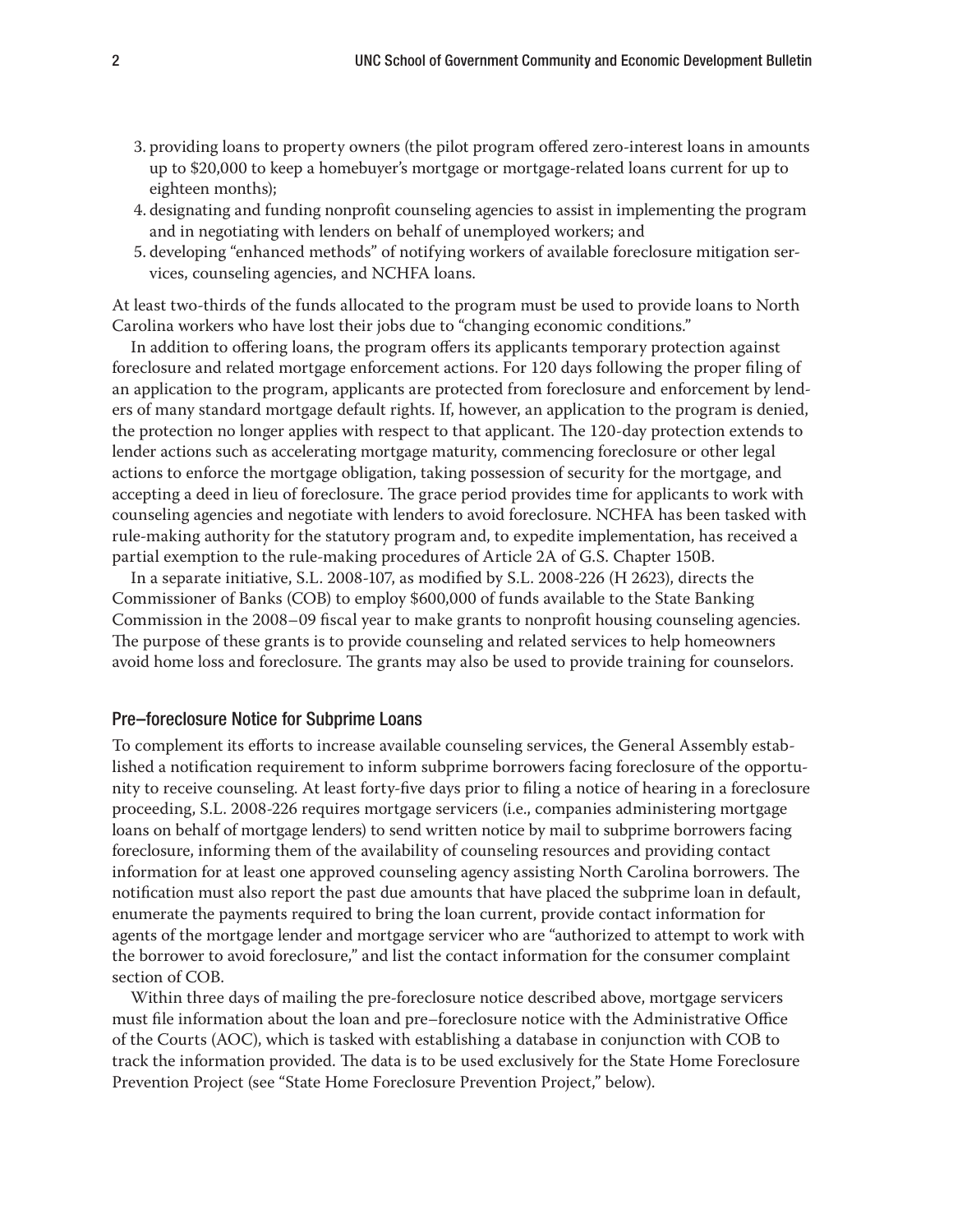3. providing loans to property owners (the pilot program offered zero-interest loans in amounts up to $20,000 to keep a homebuyer's mortgage or mortgage-related loans current for up to eighteen months);
4. designating and funding nonprofit counseling agencies to assist in implementing the program and in negotiating with lenders on behalf of unemployed workers; and
5. developing "enhanced methods" of notifying workers of available foreclosure mitigation services, counseling agencies, and NCHFA loans.

At least two-thirds of the funds allocated to the program must be used to provide loans to North Carolina workers who have lost their jobs due to "changing economic conditions."

In addition to offering loans, the program offers its applicants temporary protection against foreclosure and related mortgage enforcement actions. For 120 days following the proper filing of an application to the program, applicants are protected from foreclosure and enforcement by lenders of many standard mortgage default rights. If, however, an application to the program is denied, the protection no longer applies with respect to that applicant. The 120-day protection extends to lender actions such as accelerating mortgage maturity, commencing foreclosure or other legal actions to enforce the mortgage obligation, taking possession of security for the mortgage, and accepting a deed in lieu of foreclosure. The grace period provides time for applicants to work with counseling agencies and negotiate with lenders to avoid foreclosure. NCHFA has been tasked with rule-making authority for the statutory program and, to expedite implementation, has received a partial exemption to the rule-making procedures of Article 2A of G.S. Chapter 150B.

In a separate initiative, S.L. 2008-107, as modified by S.L. 2008-226 (H 2623), directs the Commissioner of Banks (COB) to employ $600,000 of funds available to the State Banking Commission in the 2008–09 fiscal year to make grants to nonprofit housing counseling agencies. The purpose of these grants is to provide counseling and related services to help homeowners avoid home loss and foreclosure. The grants may also be used to provide training for counselors.

### Pre–foreclosure Notice for Subprime Loans

To complement its efforts to increase available counseling services, the General Assembly established a notification requirement to inform subprime borrowers facing foreclosure of the opportunity to receive counseling. At least forty-five days prior to filing a notice of hearing in a foreclosure proceeding, S.L. 2008-226 requires mortgage servicers (i.e., companies administering mortgage loans on behalf of mortgage lenders) to send written notice by mail to subprime borrowers facing foreclosure, informing them of the availability of counseling resources and providing contact information for at least one approved counseling agency assisting North Carolina borrowers. The notification must also report the past due amounts that have placed the subprime loan in default, enumerate the payments required to bring the loan current, provide contact information for agents of the mortgage lender and mortgage servicer who are "authorized to attempt to work with the borrower to avoid foreclosure," and list the contact information for the consumer complaint section of COB.

Within three days of mailing the pre-foreclosure notice described above, mortgage servicers must file information about the loan and pre–foreclosure notice with the Administrative Office of the Courts (AOC), which is tasked with establishing a database in conjunction with COB to track the information provided. The data is to be used exclusively for the State Home Foreclosure Prevention Project (see "State Home Foreclosure Prevention Project," below).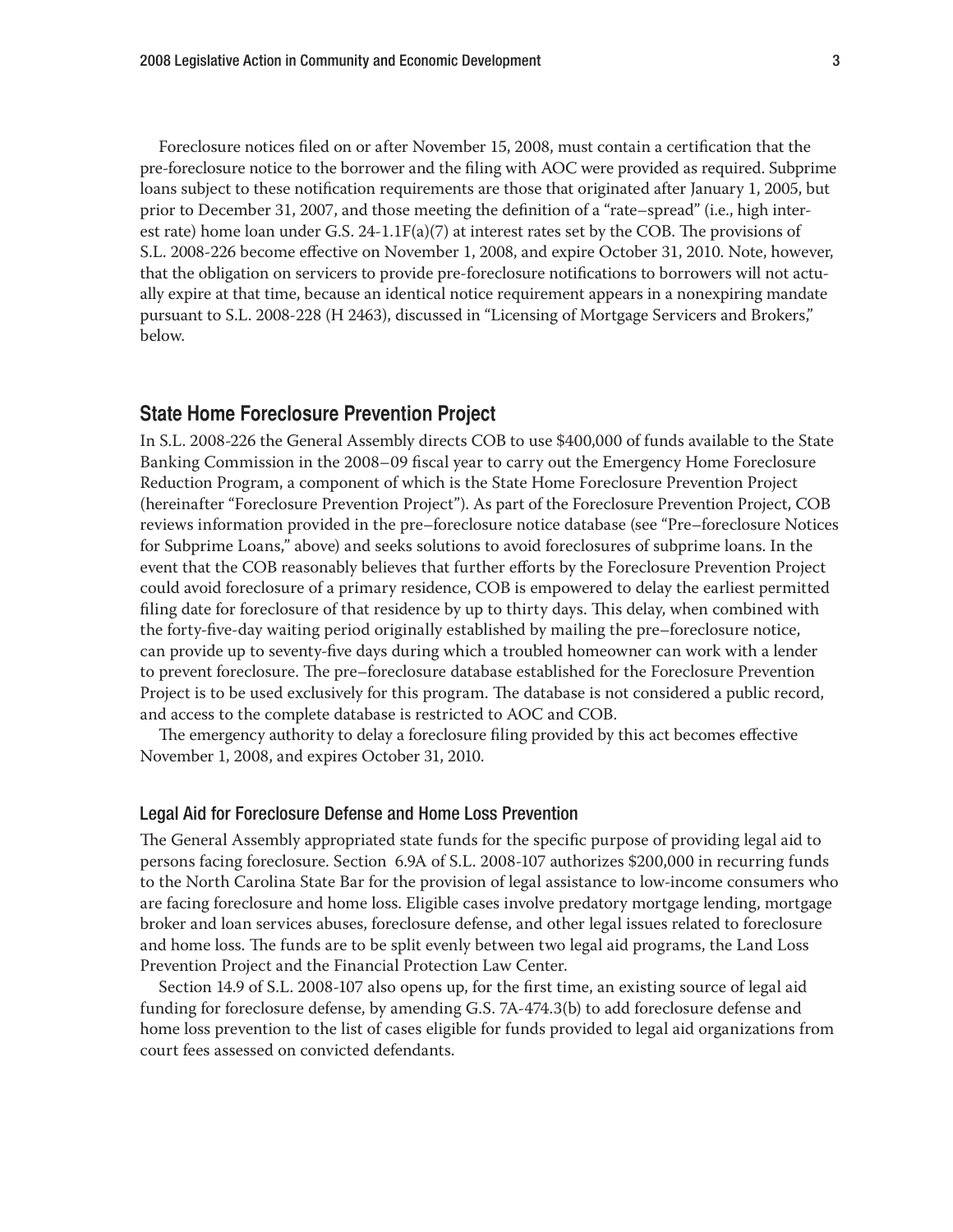Foreclosure notices filed on or after November 15, 2008, must contain a certification that the pre-foreclosure notice to the borrower and the filing with AOC were provided as required. Subprime loans subject to these notification requirements are those that originated after January 1, 2005, but prior to December 31, 2007, and those meeting the definition of a "rate–spread" (i.e., high interest rate) home loan under G.S. 24-1.1F(a)(7) at interest rates set by the COB. The provisions of S.L. 2008-226 become effective on November 1, 2008, and expire October 31, 2010. Note, however, that the obligation on servicers to provide pre-foreclosure notifications to borrowers will not actually expire at that time, because an identical notice requirement appears in a nonexpiring mandate pursuant to S.L. 2008-228 (H 2463), discussed in "Licensing of Mortgage Servicers and Brokers," below.

## State Home Foreclosure Prevention Project

In S.L. 2008-226 the General Assembly directs COB to use $400,000 of funds available to the State Banking Commission in the 2008–09 fiscal year to carry out the Emergency Home Foreclosure Reduction Program, a component of which is the State Home Foreclosure Prevention Project (hereinafter "Foreclosure Prevention Project"). As part of the Foreclosure Prevention Project, COB reviews information provided in the pre–foreclosure notice database (see "Pre–foreclosure Notices for Subprime Loans," above) and seeks solutions to avoid foreclosures of subprime loans. In the event that the COB reasonably believes that further efforts by the Foreclosure Prevention Project could avoid foreclosure of a primary residence, COB is empowered to delay the earliest permitted filing date for foreclosure of that residence by up to thirty days. This delay, when combined with the forty-five-day waiting period originally established by mailing the pre–foreclosure notice, can provide up to seventy-five days during which a troubled homeowner can work with a lender to prevent foreclosure. The pre–foreclosure database established for the Foreclosure Prevention Project is to be used exclusively for this program. The database is not considered a public record, and access to the complete database is restricted to AOC and COB.

The emergency authority to delay a foreclosure filing provided by this act becomes effective November 1, 2008, and expires October 31, 2010.

### Legal Aid for Foreclosure Defense and Home Loss Prevention

The General Assembly appropriated state funds for the specific purpose of providing legal aid to persons facing foreclosure. Section 6.9A of S.L. 2008-107 authorizes $200,000 in recurring funds to the North Carolina State Bar for the provision of legal assistance to low-income consumers who are facing foreclosure and home loss. Eligible cases involve predatory mortgage lending, mortgage broker and loan services abuses, foreclosure defense, and other legal issues related to foreclosure and home loss. The funds are to be split evenly between two legal aid programs, the Land Loss Prevention Project and the Financial Protection Law Center.

Section 14.9 of S.L. 2008-107 also opens up, for the first time, an existing source of legal aid funding for foreclosure defense, by amending G.S. 7A-474.3(b) to add foreclosure defense and home loss prevention to the list of cases eligible for funds provided to legal aid organizations from court fees assessed on convicted defendants.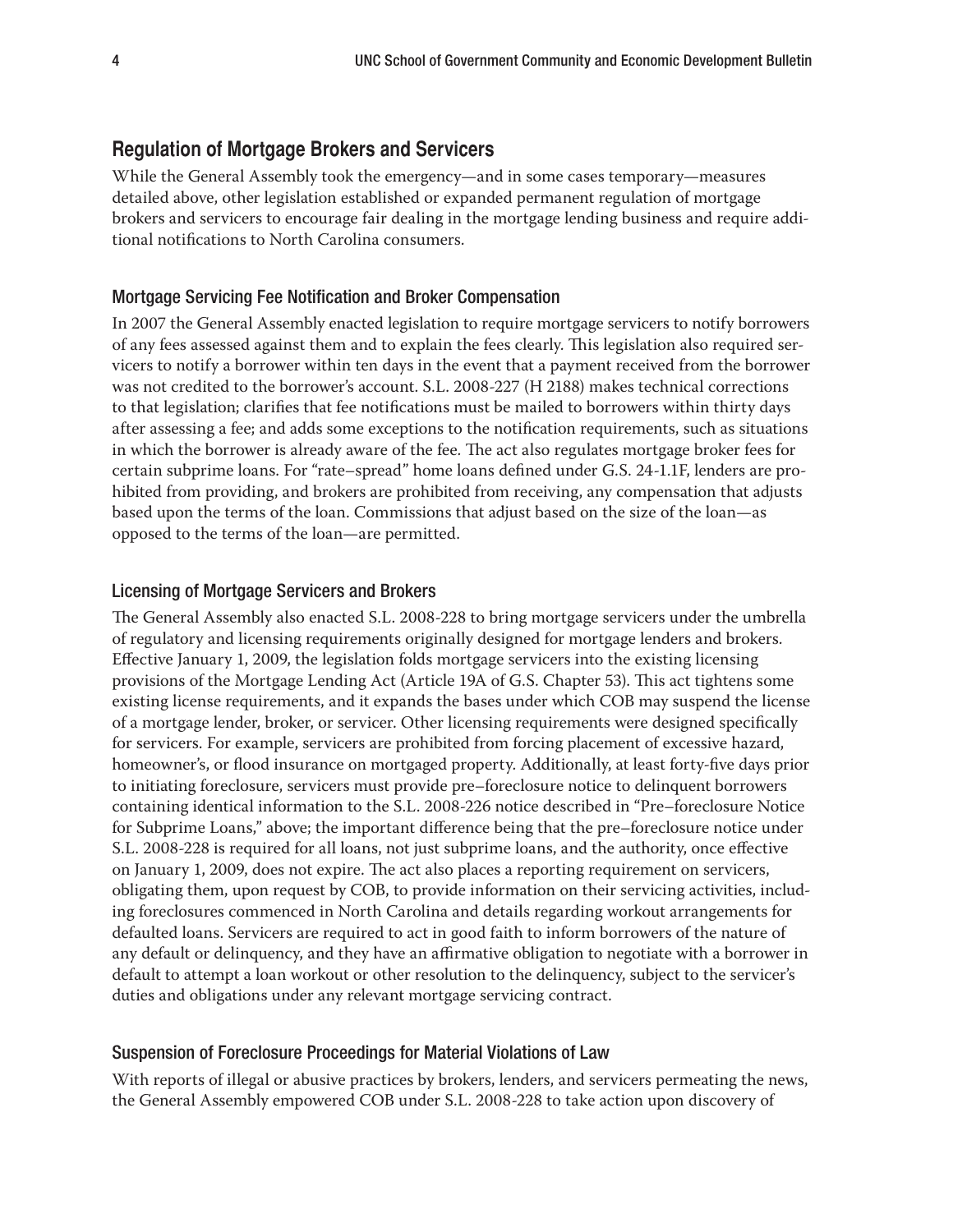## Regulation of Mortgage Brokers and Servicers

While the General Assembly took the emergency—and in some cases temporary—measures detailed above, other legislation established or expanded permanent regulation of mortgage brokers and servicers to encourage fair dealing in the mortgage lending business and require additional notifications to North Carolina consumers.

### Mortgage Servicing Fee Notification and Broker Compensation

In 2007 the General Assembly enacted legislation to require mortgage servicers to notify borrowers of any fees assessed against them and to explain the fees clearly. This legislation also required servicers to notify a borrower within ten days in the event that a payment received from the borrower was not credited to the borrower's account. S.L. 2008-227 (H 2188) makes technical corrections to that legislation; clarifies that fee notifications must be mailed to borrowers within thirty days after assessing a fee; and adds some exceptions to the notification requirements, such as situations in which the borrower is already aware of the fee. The act also regulates mortgage broker fees for certain subprime loans. For "rate–spread" home loans defined under G.S. 24-1.1F, lenders are prohibited from providing, and brokers are prohibited from receiving, any compensation that adjusts based upon the terms of the loan. Commissions that adjust based on the size of the loan—as opposed to the terms of the loan—are permitted.

### Licensing of Mortgage Servicers and Brokers

The General Assembly also enacted S.L. 2008-228 to bring mortgage servicers under the umbrella of regulatory and licensing requirements originally designed for mortgage lenders and brokers. Effective January 1, 2009, the legislation folds mortgage servicers into the existing licensing provisions of the Mortgage Lending Act (Article 19A of G.S. Chapter 53). This act tightens some existing license requirements, and it expands the bases under which COB may suspend the license of a mortgage lender, broker, or servicer. Other licensing requirements were designed specifically for servicers. For example, servicers are prohibited from forcing placement of excessive hazard, homeowner's, or flood insurance on mortgaged property. Additionally, at least forty-five days prior to initiating foreclosure, servicers must provide pre–foreclosure notice to delinquent borrowers containing identical information to the S.L. 2008-226 notice described in "Pre–foreclosure Notice for Subprime Loans," above; the important difference being that the pre–foreclosure notice under S.L. 2008-228 is required for all loans, not just subprime loans, and the authority, once effective on January 1, 2009, does not expire. The act also places a reporting requirement on servicers, obligating them, upon request by COB, to provide information on their servicing activities, including foreclosures commenced in North Carolina and details regarding workout arrangements for defaulted loans. Servicers are required to act in good faith to inform borrowers of the nature of any default or delinquency, and they have an affirmative obligation to negotiate with a borrower in default to attempt a loan workout or other resolution to the delinquency, subject to the servicer's duties and obligations under any relevant mortgage servicing contract.

### Suspension of Foreclosure Proceedings for Material Violations of Law

With reports of illegal or abusive practices by brokers, lenders, and servicers permeating the news, the General Assembly empowered COB under S.L. 2008-228 to take action upon discovery of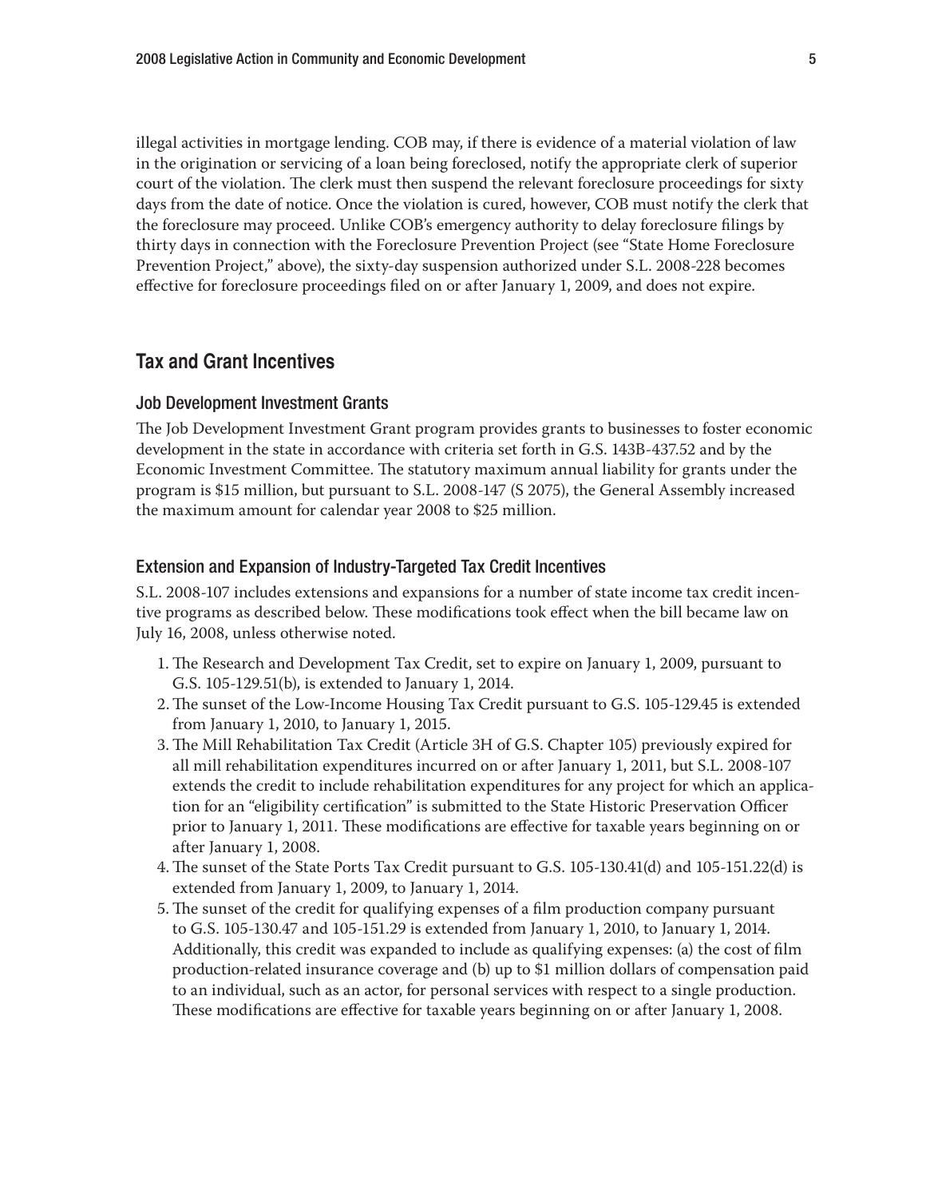illegal activities in mortgage lending. COB may, if there is evidence of a material violation of law in the origination or servicing of a loan being foreclosed, notify the appropriate clerk of superior court of the violation. The clerk must then suspend the relevant foreclosure proceedings for sixty days from the date of notice. Once the violation is cured, however, COB must notify the clerk that the foreclosure may proceed. Unlike COB's emergency authority to delay foreclosure filings by thirty days in connection with the Foreclosure Prevention Project (see "State Home Foreclosure Prevention Project," above), the sixty-day suspension authorized under S.L. 2008-228 becomes effective for foreclosure proceedings filed on or after January 1, 2009, and does not expire.

## Tax and Grant Incentives

### Job Development Investment Grants

The Job Development Investment Grant program provides grants to businesses to foster economic development in the state in accordance with criteria set forth in G.S. 143B-437.52 and by the Economic Investment Committee. The statutory maximum annual liability for grants under the program is $15 million, but pursuant to S.L. 2008-147 (S 2075), the General Assembly increased the maximum amount for calendar year 2008 to $25 million.

### Extension and Expansion of Industry-Targeted Tax Credit Incentives

S.L. 2008-107 includes extensions and expansions for a number of state income tax credit incentive programs as described below. These modifications took effect when the bill became law on July 16, 2008, unless otherwise noted.

1. The Research and Development Tax Credit, set to expire on January 1, 2009, pursuant to G.S. 105-129.51(b), is extended to January 1, 2014.
2. The sunset of the Low-Income Housing Tax Credit pursuant to G.S. 105-129.45 is extended from January 1, 2010, to January 1, 2015.
3. The Mill Rehabilitation Tax Credit (Article 3H of G.S. Chapter 105) previously expired for all mill rehabilitation expenditures incurred on or after January 1, 2011, but S.L. 2008-107 extends the credit to include rehabilitation expenditures for any project for which an application for an "eligibility certification" is submitted to the State Historic Preservation Officer prior to January 1, 2011. These modifications are effective for taxable years beginning on or after January 1, 2008.
4. The sunset of the State Ports Tax Credit pursuant to G.S. 105-130.41(d) and 105-151.22(d) is extended from January 1, 2009, to January 1, 2014.
5. The sunset of the credit for qualifying expenses of a film production company pursuant to G.S. 105-130.47 and 105-151.29 is extended from January 1, 2010, to January 1, 2014. Additionally, this credit was expanded to include as qualifying expenses: (a) the cost of film production-related insurance coverage and (b) up to $1 million dollars of compensation paid to an individual, such as an actor, for personal services with respect to a single production. These modifications are effective for taxable years beginning on or after January 1, 2008.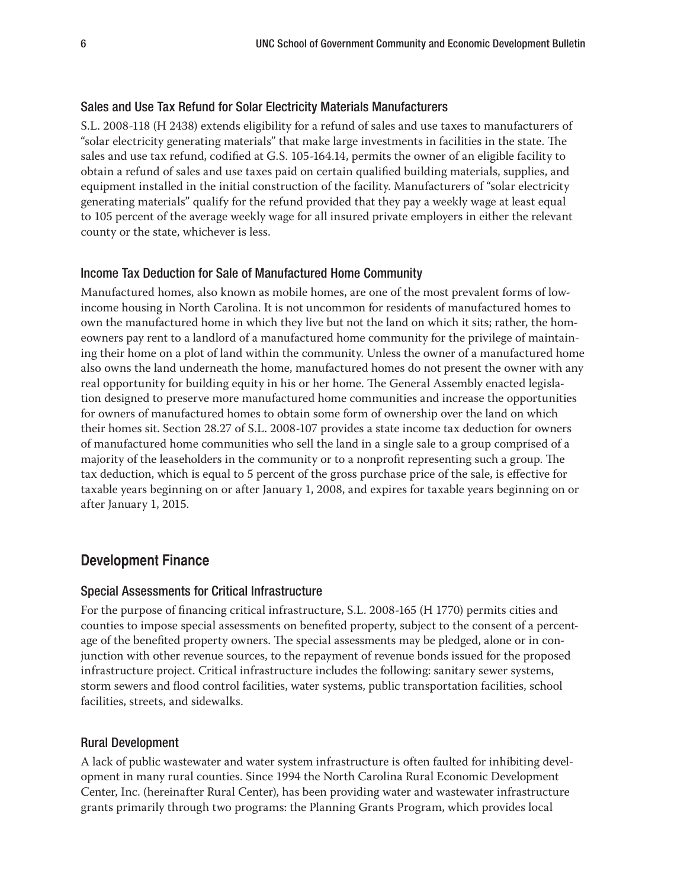### Sales and Use Tax Refund for Solar Electricity Materials Manufacturers

S.L. 2008-118 (H 2438) extends eligibility for a refund of sales and use taxes to manufacturers of "solar electricity generating materials" that make large investments in facilities in the state. The sales and use tax refund, codified at G.S. 105-164.14, permits the owner of an eligible facility to obtain a refund of sales and use taxes paid on certain qualified building materials, supplies, and equipment installed in the initial construction of the facility. Manufacturers of "solar electricity generating materials" qualify for the refund provided that they pay a weekly wage at least equal to 105 percent of the average weekly wage for all insured private employers in either the relevant county or the state, whichever is less.

### Income Tax Deduction for Sale of Manufactured Home Community

Manufactured homes, also known as mobile homes, are one of the most prevalent forms of low-income housing in North Carolina. It is not uncommon for residents of manufactured homes to own the manufactured home in which they live but not the land on which it sits; rather, the homeowners pay rent to a landlord of a manufactured home community for the privilege of maintaining their home on a plot of land within the community. Unless the owner of a manufactured home also owns the land underneath the home, manufactured homes do not present the owner with any real opportunity for building equity in his or her home. The General Assembly enacted legislation designed to preserve more manufactured home communities and increase the opportunities for owners of manufactured homes to obtain some form of ownership over the land on which their homes sit. Section 28.27 of S.L. 2008-107 provides a state income tax deduction for owners of manufactured home communities who sell the land in a single sale to a group comprised of a majority of the leaseholders in the community or to a nonprofit representing such a group. The tax deduction, which is equal to 5 percent of the gross purchase price of the sale, is effective for taxable years beginning on or after January 1, 2008, and expires for taxable years beginning on or after January 1, 2015.

## Development Finance

### Special Assessments for Critical Infrastructure

For the purpose of financing critical infrastructure, S.L. 2008-165 (H 1770) permits cities and counties to impose special assessments on benefited property, subject to the consent of a percentage of the benefited property owners. The special assessments may be pledged, alone or in conjunction with other revenue sources, to the repayment of revenue bonds issued for the proposed infrastructure project. Critical infrastructure includes the following: sanitary sewer systems, storm sewers and flood control facilities, water systems, public transportation facilities, school facilities, streets, and sidewalks.

### Rural Development

A lack of public wastewater and water system infrastructure is often faulted for inhibiting development in many rural counties. Since 1994 the North Carolina Rural Economic Development Center, Inc. (hereinafter Rural Center), has been providing water and wastewater infrastructure grants primarily through two programs: the Planning Grants Program, which provides local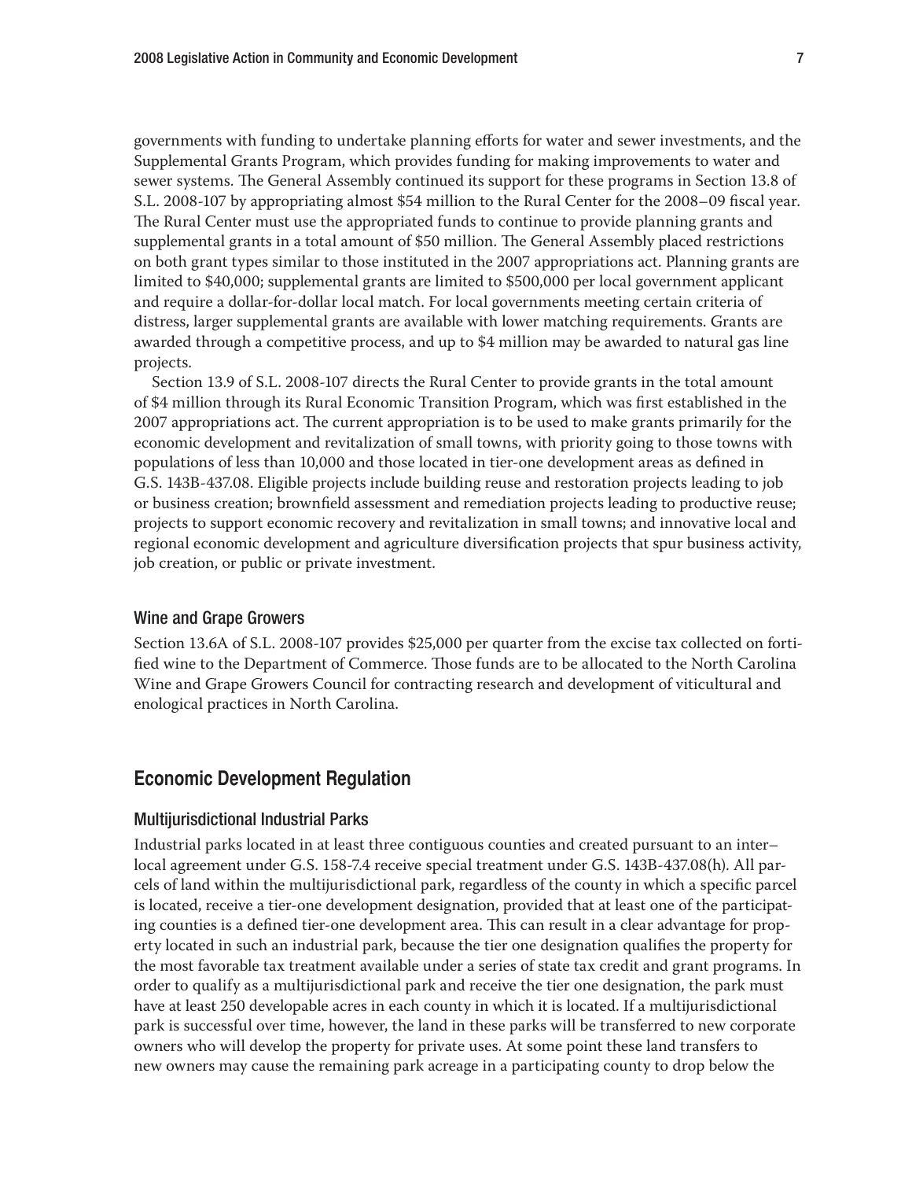governments with funding to undertake planning efforts for water and sewer investments, and the Supplemental Grants Program, which provides funding for making improvements to water and sewer systems. The General Assembly continued its support for these programs in Section 13.8 of S.L. 2008-107 by appropriating almost $54 million to the Rural Center for the 2008–09 fiscal year. The Rural Center must use the appropriated funds to continue to provide planning grants and supplemental grants in a total amount of $50 million. The General Assembly placed restrictions on both grant types similar to those instituted in the 2007 appropriations act. Planning grants are limited to $40,000; supplemental grants are limited to $500,000 per local government applicant and require a dollar-for-dollar local match. For local governments meeting certain criteria of distress, larger supplemental grants are available with lower matching requirements. Grants are awarded through a competitive process, and up to $4 million may be awarded to natural gas line projects.

Section 13.9 of S.L. 2008-107 directs the Rural Center to provide grants in the total amount of $4 million through its Rural Economic Transition Program, which was first established in the 2007 appropriations act. The current appropriation is to be used to make grants primarily for the economic development and revitalization of small towns, with priority going to those towns with populations of less than 10,000 and those located in tier-one development areas as defined in G.S. 143B-437.08. Eligible projects include building reuse and restoration projects leading to job or business creation; brownfield assessment and remediation projects leading to productive reuse; projects to support economic recovery and revitalization in small towns; and innovative local and regional economic development and agriculture diversification projects that spur business activity, job creation, or public or private investment.

### Wine and Grape Growers

Section 13.6A of S.L. 2008-107 provides $25,000 per quarter from the excise tax collected on fortified wine to the Department of Commerce. Those funds are to be allocated to the North Carolina Wine and Grape Growers Council for contracting research and development of viticultural and enological practices in North Carolina.

## Economic Development Regulation

### Multijurisdictional Industrial Parks

Industrial parks located in at least three contiguous counties and created pursuant to an inter–local agreement under G.S. 158-7.4 receive special treatment under G.S. 143B-437.08(h). All parcels of land within the multijurisdictional park, regardless of the county in which a specific parcel is located, receive a tier-one development designation, provided that at least one of the participating counties is a defined tier-one development area. This can result in a clear advantage for property located in such an industrial park, because the tier one designation qualifies the property for the most favorable tax treatment available under a series of state tax credit and grant programs. In order to qualify as a multijurisdictional park and receive the tier one designation, the park must have at least 250 developable acres in each county in which it is located. If a multijurisdictional park is successful over time, however, the land in these parks will be transferred to new corporate owners who will develop the property for private uses. At some point these land transfers to new owners may cause the remaining park acreage in a participating county to drop below the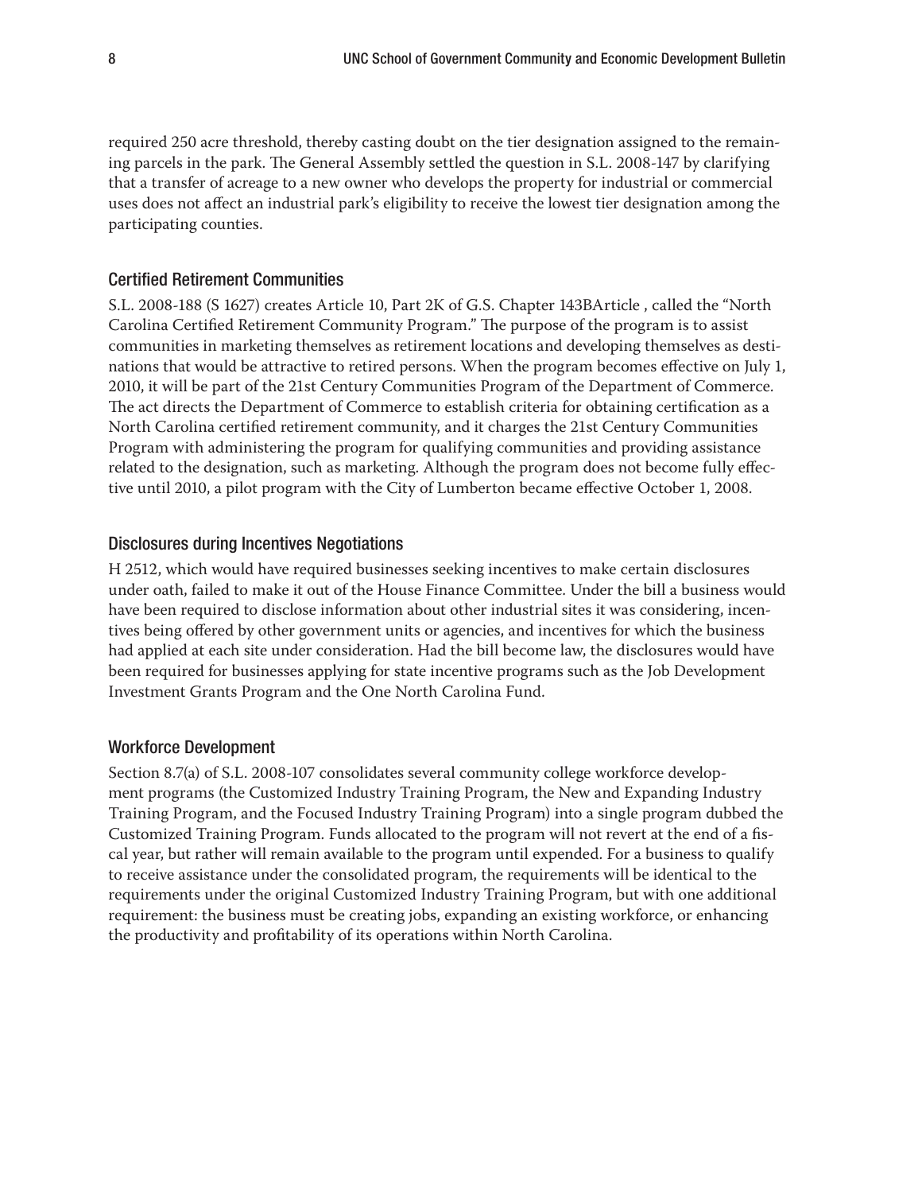required 250 acre threshold, thereby casting doubt on the tier designation assigned to the remaining parcels in the park. The General Assembly settled the question in S.L. 2008-147 by clarifying that a transfer of acreage to a new owner who develops the property for industrial or commercial uses does not affect an industrial park's eligibility to receive the lowest tier designation among the participating counties.

### Certified Retirement Communities

S.L. 2008-188 (S 1627) creates Article 10, Part 2K of G.S. Chapter 143BArticle , called the "North Carolina Certified Retirement Community Program." The purpose of the program is to assist communities in marketing themselves as retirement locations and developing themselves as destinations that would be attractive to retired persons. When the program becomes effective on July 1, 2010, it will be part of the 21st Century Communities Program of the Department of Commerce. The act directs the Department of Commerce to establish criteria for obtaining certification as a North Carolina certified retirement community, and it charges the 21st Century Communities Program with administering the program for qualifying communities and providing assistance related to the designation, such as marketing. Although the program does not become fully effective until 2010, a pilot program with the City of Lumberton became effective October 1, 2008.

### Disclosures during Incentives Negotiations

H 2512, which would have required businesses seeking incentives to make certain disclosures under oath, failed to make it out of the House Finance Committee. Under the bill a business would have been required to disclose information about other industrial sites it was considering, incentives being offered by other government units or agencies, and incentives for which the business had applied at each site under consideration. Had the bill become law, the disclosures would have been required for businesses applying for state incentive programs such as the Job Development Investment Grants Program and the One North Carolina Fund.

### Workforce Development

Section 8.7(a) of S.L. 2008-107 consolidates several community college workforce development programs (the Customized Industry Training Program, the New and Expanding Industry Training Program, and the Focused Industry Training Program) into a single program dubbed the Customized Training Program. Funds allocated to the program will not revert at the end of a fiscal year, but rather will remain available to the program until expended. For a business to qualify to receive assistance under the consolidated program, the requirements will be identical to the requirements under the original Customized Industry Training Program, but with one additional requirement: the business must be creating jobs, expanding an existing workforce, or enhancing the productivity and profitability of its operations within North Carolina.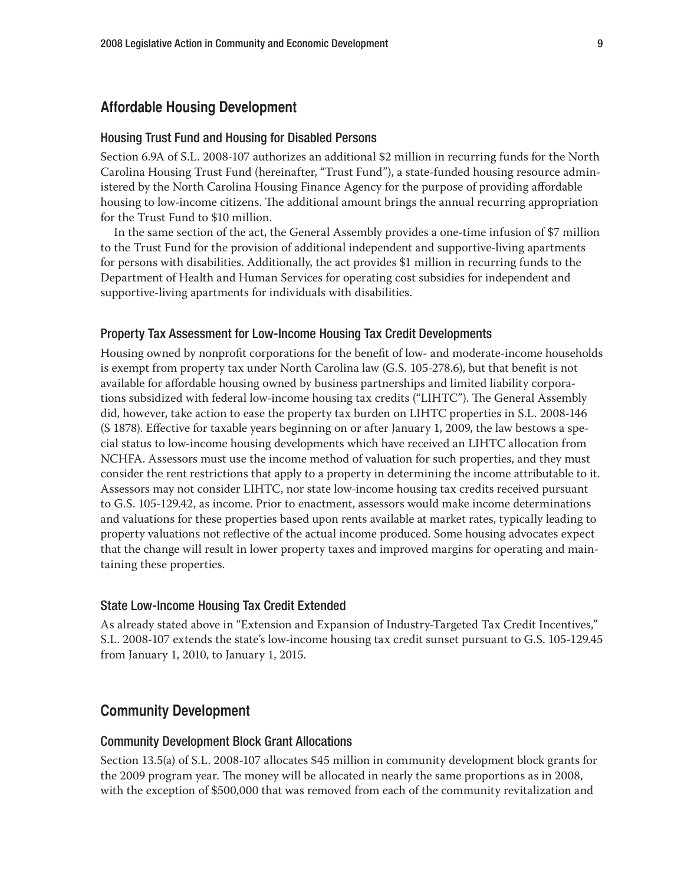## Affordable Housing Development

### Housing Trust Fund and Housing for Disabled Persons

Section 6.9A of S.L. 2008-107 authorizes an additional $2 million in recurring funds for the North Carolina Housing Trust Fund (hereinafter, "Trust Fund"), a state-funded housing resource administered by the North Carolina Housing Finance Agency for the purpose of providing affordable housing to low-income citizens. The additional amount brings the annual recurring appropriation for the Trust Fund to $10 million.

In the same section of the act, the General Assembly provides a one-time infusion of $7 million to the Trust Fund for the provision of additional independent and supportive-living apartments for persons with disabilities. Additionally, the act provides $1 million in recurring funds to the Department of Health and Human Services for operating cost subsidies for independent and supportive-living apartments for individuals with disabilities.

### Property Tax Assessment for Low-Income Housing Tax Credit Developments

Housing owned by nonprofit corporations for the benefit of low- and moderate-income households is exempt from property tax under North Carolina law (G.S. 105-278.6), but that benefit is not available for affordable housing owned by business partnerships and limited liability corporations subsidized with federal low-income housing tax credits ("LIHTC"). The General Assembly did, however, take action to ease the property tax burden on LIHTC properties in S.L. 2008-146 (S 1878). Effective for taxable years beginning on or after January 1, 2009, the law bestows a special status to low-income housing developments which have received an LIHTC allocation from NCHFA. Assessors must use the income method of valuation for such properties, and they must consider the rent restrictions that apply to a property in determining the income attributable to it. Assessors may not consider LIHTC, nor state low-income housing tax credits received pursuant to G.S. 105-129.42, as income. Prior to enactment, assessors would make income determinations and valuations for these properties based upon rents available at market rates, typically leading to property valuations not reflective of the actual income produced. Some housing advocates expect that the change will result in lower property taxes and improved margins for operating and maintaining these properties.

### State Low-Income Housing Tax Credit Extended

As already stated above in "Extension and Expansion of Industry-Targeted Tax Credit Incentives," S.L. 2008-107 extends the state's low-income housing tax credit sunset pursuant to G.S. 105-129.45 from January 1, 2010, to January 1, 2015.

## Community Development

### Community Development Block Grant Allocations

Section 13.5(a) of S.L. 2008-107 allocates $45 million in community development block grants for the 2009 program year. The money will be allocated in nearly the same proportions as in 2008, with the exception of $500,000 that was removed from each of the community revitalization and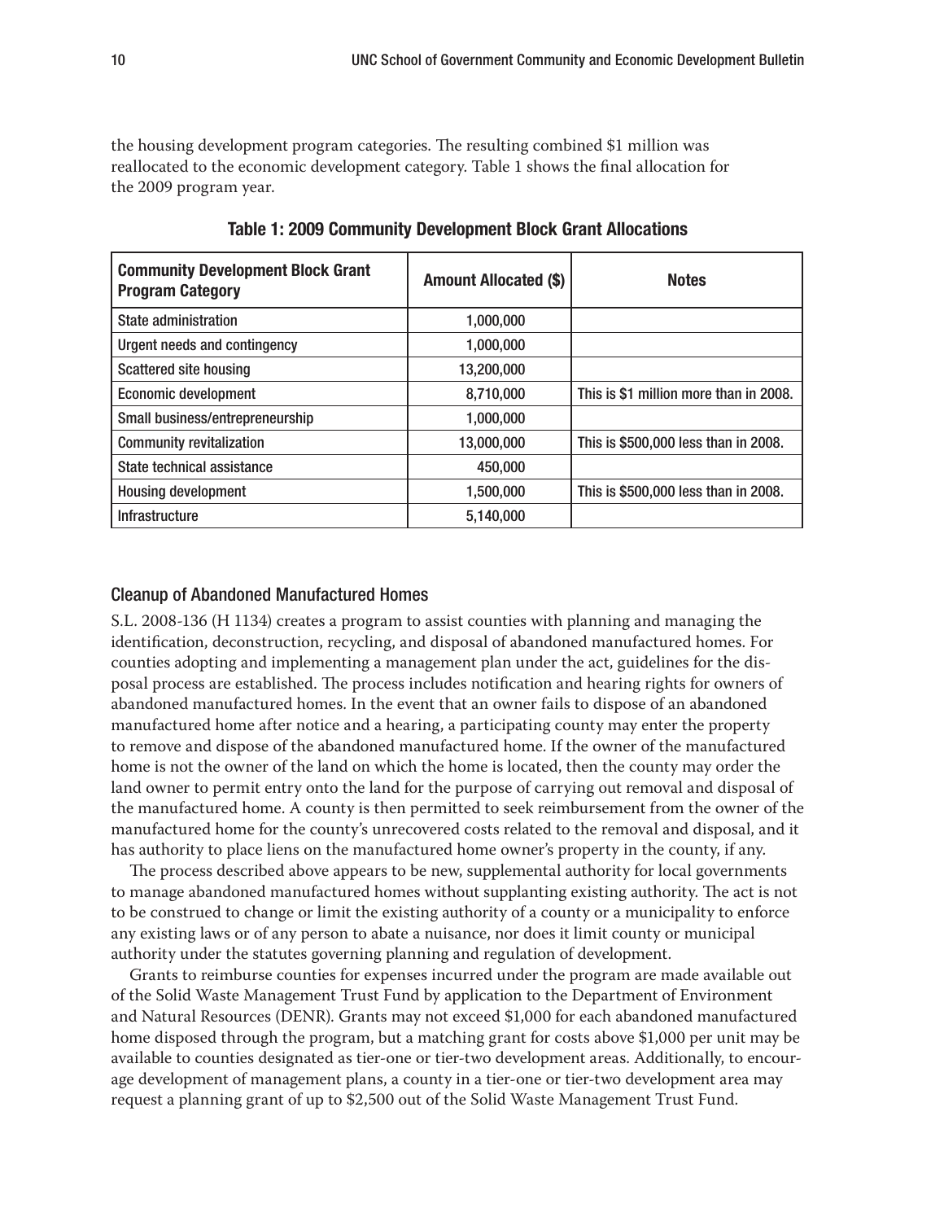the housing development program categories. The resulting combined $1 million was reallocated to the economic development category. Table 1 shows the final allocation for the 2009 program year.

**Table 1: 2009 Community Development Block Grant Allocations**

| Community Development Block Grant Program Category | Amount Allocated ($) | Notes |
|---|---|---|
| State administration | 1,000,000 | |
| Urgent needs and contingency | 1,000,000 | |
| Scattered site housing | 13,200,000 | |
| Economic development | 8,710,000 | This is $1 million more than in 2008. |
| Small business/entrepreneurship | 1,000,000 | |
| Community revitalization | 13,000,000 | This is $500,000 less than in 2008. |
| State technical assistance | 450,000 | |
| Housing development | 1,500,000 | This is $500,000 less than in 2008. |
| Infrastructure | 5,140,000 | |

## Cleanup of Abandoned Manufactured Homes

S.L. 2008-136 (H 1134) creates a program to assist counties with planning and managing the identification, deconstruction, recycling, and disposal of abandoned manufactured homes. For counties adopting and implementing a management plan under the act, guidelines for the disposal process are established. The process includes notification and hearing rights for owners of abandoned manufactured homes. In the event that an owner fails to dispose of an abandoned manufactured home after notice and a hearing, a participating county may enter the property to remove and dispose of the abandoned manufactured home. If the owner of the manufactured home is not the owner of the land on which the home is located, then the county may order the land owner to permit entry onto the land for the purpose of carrying out removal and disposal of the manufactured home. A county is then permitted to seek reimbursement from the owner of the manufactured home for the county's unrecovered costs related to the removal and disposal, and it has authority to place liens on the manufactured home owner's property in the county, if any.

The process described above appears to be new, supplemental authority for local governments to manage abandoned manufactured homes without supplanting existing authority. The act is not to be construed to change or limit the existing authority of a county or a municipality to enforce any existing laws or of any person to abate a nuisance, nor does it limit county or municipal authority under the statutes governing planning and regulation of development.

Grants to reimburse counties for expenses incurred under the program are made available out of the Solid Waste Management Trust Fund by application to the Department of Environment and Natural Resources (DENR). Grants may not exceed $1,000 for each abandoned manufactured home disposed through the program, but a matching grant for costs above $1,000 per unit may be available to counties designated as tier-one or tier-two development areas. Additionally, to encourage development of management plans, a county in a tier-one or tier-two development area may request a planning grant of up to $2,500 out of the Solid Waste Management Trust Fund.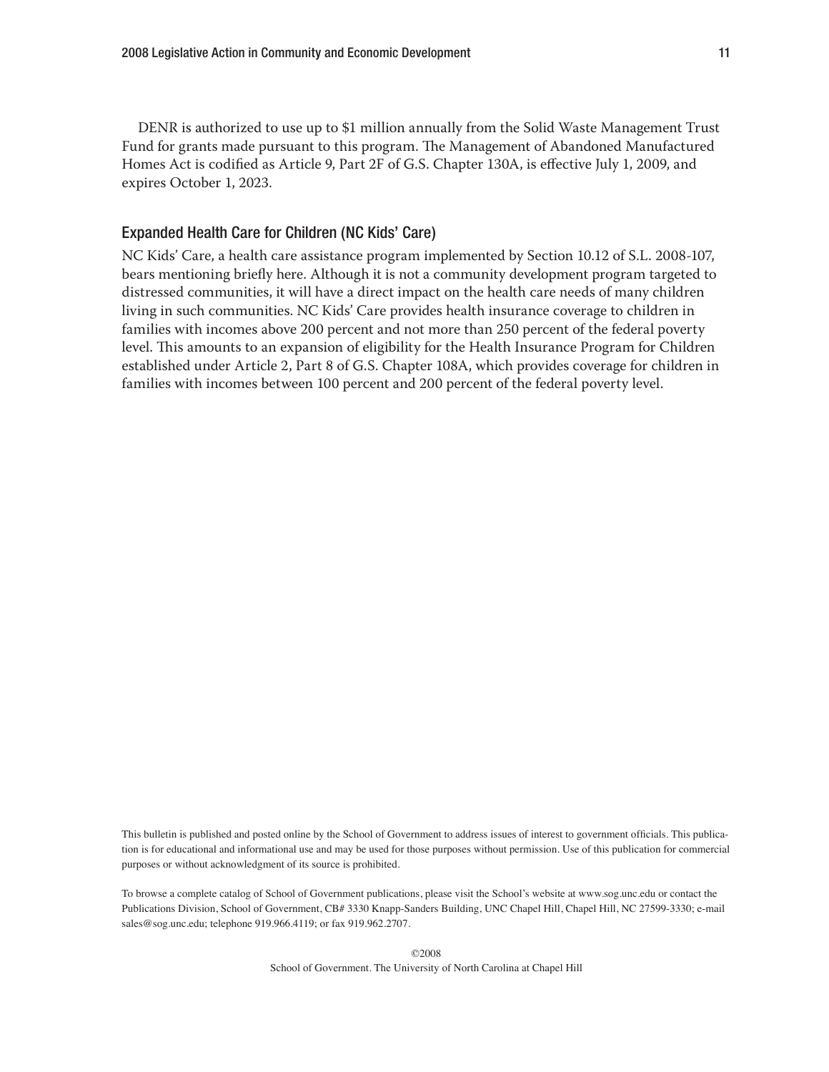DENR is authorized to use up to $1 million annually from the Solid Waste Management Trust Fund for grants made pursuant to this program. The Management of Abandoned Manufactured Homes Act is codified as Article 9, Part 2F of G.S. Chapter 130A, is effective July 1, 2009, and expires October 1, 2023.

## Expanded Health Care for Children (NC Kids' Care)

NC Kids' Care, a health care assistance program implemented by Section 10.12 of S.L. 2008-107, bears mentioning briefly here. Although it is not a community development program targeted to distressed communities, it will have a direct impact on the health care needs of many children living in such communities. NC Kids' Care provides health insurance coverage to children in families with incomes above 200 percent and not more than 250 percent of the federal poverty level. This amounts to an expansion of eligibility for the Health Insurance Program for Children established under Article 2, Part 8 of G.S. Chapter 108A, which provides coverage for children in families with incomes between 100 percent and 200 percent of the federal poverty level.

This bulletin is published and posted online by the School of Government to address issues of interest to government officials. This publication is for educational and informational use and may be used for those purposes without permission. Use of this publication for commercial purposes or without acknowledgment of its source is prohibited.

To browse a complete catalog of School of Government publications, please visit the School's website at www.sog.unc.edu or contact the Publications Division, School of Government, CB# 3330 Knapp-Sanders Building, UNC Chapel Hill, Chapel Hill, NC 27599-3330; e-mail sales@sog.unc.edu; telephone 919.966.4119; or fax 919.962.2707.

©2008
School of Government. The University of North Carolina at Chapel Hill